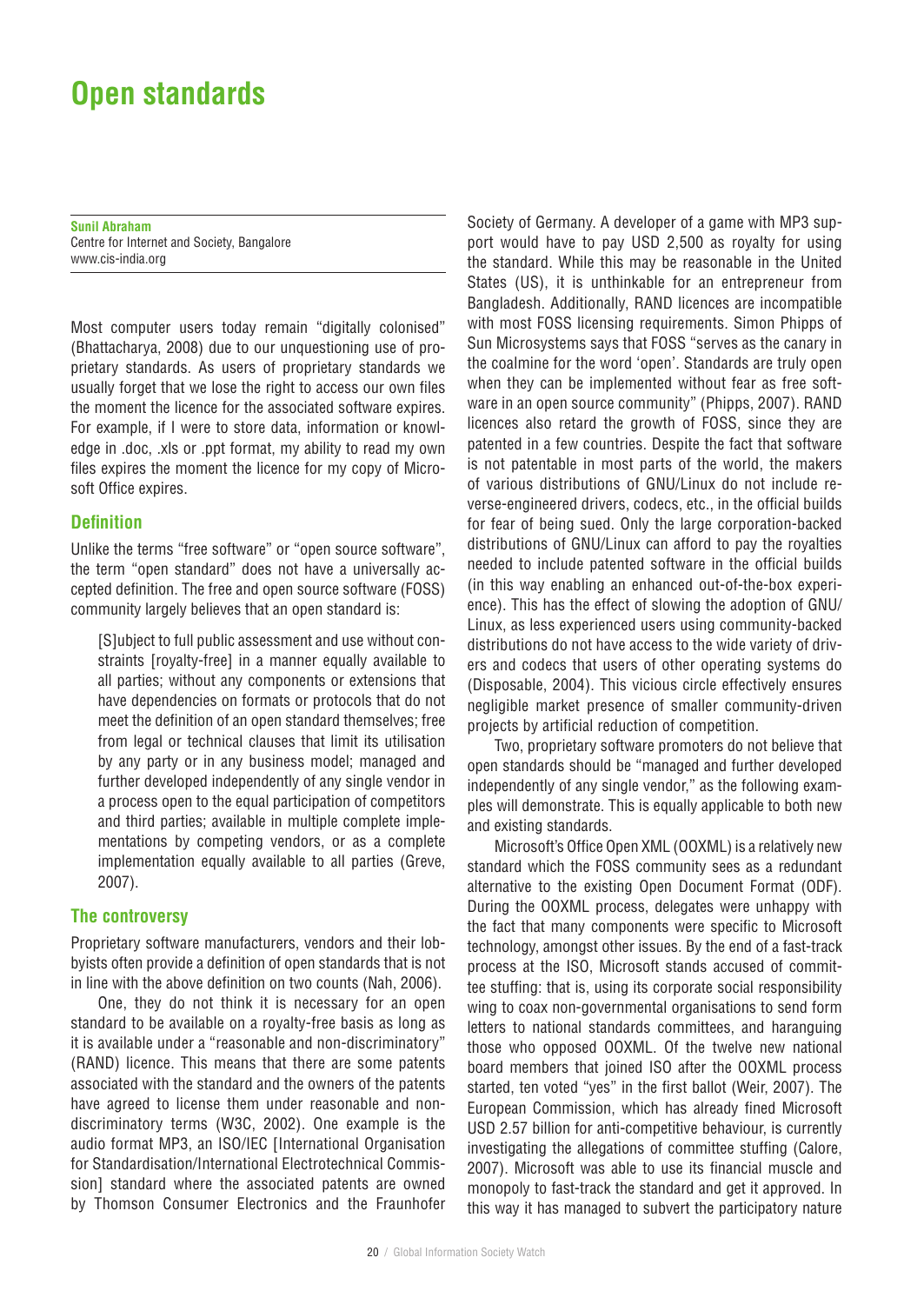# Open standards

**Sunil Abraham**
Centre for Internet and Society, Bangalore
www.cis-india.org

Most computer users today remain "digitally colonised" (Bhattacharya, 2008) due to our unquestioning use of proprietary standards. As users of proprietary standards we usually forget that we lose the right to access our own files the moment the licence for the associated software expires. For example, if I were to store data, information or knowledge in .doc, .xls or .ppt format, my ability to read my own files expires the moment the licence for my copy of Microsoft Office expires.

## Definition

Unlike the terms "free software" or "open source software", the term "open standard" does not have a universally accepted definition. The free and open source software (FOSS) community largely believes that an open standard is:

> [S]ubject to full public assessment and use without constraints [royalty-free] in a manner equally available to all parties; without any components or extensions that have dependencies on formats or protocols that do not meet the definition of an open standard themselves; free from legal or technical clauses that limit its utilisation by any party or in any business model; managed and further developed independently of any single vendor in a process open to the equal participation of competitors and third parties; available in multiple complete implementations by competing vendors, or as a complete implementation equally available to all parties (Greve, 2007).

## The controversy

Proprietary software manufacturers, vendors and their lobbyists often provide a definition of open standards that is not in line with the above definition on two counts (Nah, 2006).

One, they do not think it is necessary for an open standard to be available on a royalty-free basis as long as it is available under a "reasonable and non-discriminatory" (RAND) licence. This means that there are some patents associated with the standard and the owners of the patents have agreed to license them under reasonable and non-discriminatory terms (W3C, 2002). One example is the audio format MP3, an ISO/IEC [International Organisation for Standardisation/International Electrotechnical Commission] standard where the associated patents are owned by Thomson Consumer Electronics and the Fraunhofer Society of Germany. A developer of a game with MP3 support would have to pay USD 2,500 as royalty for using the standard. While this may be reasonable in the United States (US), it is unthinkable for an entrepreneur from Bangladesh. Additionally, RAND licences are incompatible with most FOSS licensing requirements. Simon Phipps of Sun Microsystems says that FOSS "serves as the canary in the coalmine for the word 'open'. Standards are truly open when they can be implemented without fear as free software in an open source community" (Phipps, 2007). RAND licences also retard the growth of FOSS, since they are patented in a few countries. Despite the fact that software is not patentable in most parts of the world, the makers of various distributions of GNU/Linux do not include reverse-engineered drivers, codecs, etc., in the official builds for fear of being sued. Only the large corporation-backed distributions of GNU/Linux can afford to pay the royalties needed to include patented software in the official builds (in this way enabling an enhanced out-of-the-box experience). This has the effect of slowing the adoption of GNU/Linux, as less experienced users using community-backed distributions do not have access to the wide variety of drivers and codecs that users of other operating systems do (Disposable, 2004). This vicious circle effectively ensures negligible market presence of smaller community-driven projects by artificial reduction of competition.

Two, proprietary software promoters do not believe that open standards should be "managed and further developed independently of any single vendor," as the following examples will demonstrate. This is equally applicable to both new and existing standards.

Microsoft's Office Open XML (OOXML) is a relatively new standard which the FOSS community sees as a redundant alternative to the existing Open Document Format (ODF). During the OOXML process, delegates were unhappy with the fact that many components were specific to Microsoft technology, amongst other issues. By the end of a fast-track process at the ISO, Microsoft stands accused of committee stuffing: that is, using its corporate social responsibility wing to coax non-governmental organisations to send form letters to national standards committees, and haranguing those who opposed OOXML. Of the twelve new national board members that joined ISO after the OOXML process started, ten voted "yes" in the first ballot (Weir, 2007). The European Commission, which has already fined Microsoft USD 2.57 billion for anti-competitive behaviour, is currently investigating the allegations of committee stuffing (Calore, 2007). Microsoft was able to use its financial muscle and monopoly to fast-track the standard and get it approved. In this way it has managed to subvert the participatory nature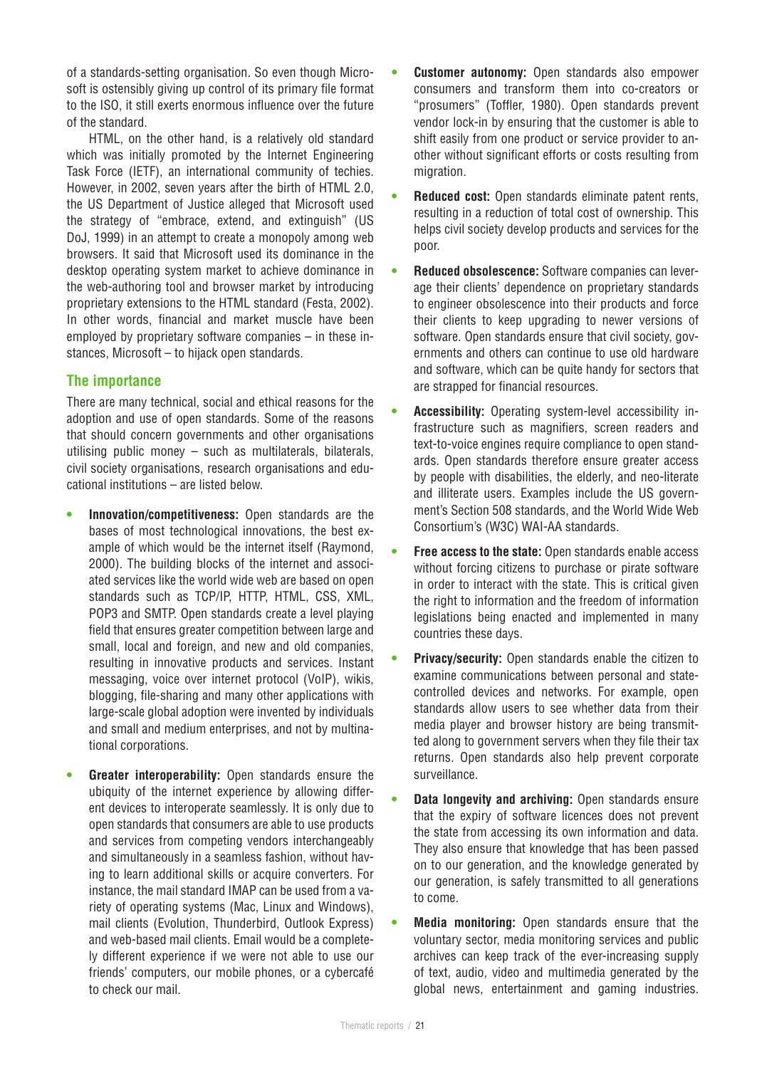of a standards-setting organisation. So even though Microsoft is ostensibly giving up control of its primary file format to the ISO, it still exerts enormous influence over the future of the standard.

HTML, on the other hand, is a relatively old standard which was initially promoted by the Internet Engineering Task Force (IETF), an international community of techies. However, in 2002, seven years after the birth of HTML 2.0, the US Department of Justice alleged that Microsoft used the strategy of "embrace, extend, and extinguish" (US DoJ, 1999) in an attempt to create a monopoly among web browsers. It said that Microsoft used its dominance in the desktop operating system market to achieve dominance in the web-authoring tool and browser market by introducing proprietary extensions to the HTML standard (Festa, 2002). In other words, financial and market muscle have been employed by proprietary software companies – in these instances, Microsoft – to hijack open standards.

## The importance

There are many technical, social and ethical reasons for the adoption and use of open standards. Some of the reasons that should concern governments and other organisations utilising public money – such as multilaterals, bilaterals, civil society organisations, research organisations and educational institutions – are listed below.

- **Innovation/competitiveness:** Open standards are the bases of most technological innovations, the best example of which would be the internet itself (Raymond, 2000). The building blocks of the internet and associated services like the world wide web are based on open standards such as TCP/IP, HTTP, HTML, CSS, XML, POP3 and SMTP. Open standards create a level playing field that ensures greater competition between large and small, local and foreign, and new and old companies, resulting in innovative products and services. Instant messaging, voice over internet protocol (VoIP), wikis, blogging, file-sharing and many other applications with large-scale global adoption were invented by individuals and small and medium enterprises, and not by multinational corporations.
- **Greater interoperability:** Open standards ensure the ubiquity of the internet experience by allowing different devices to interoperate seamlessly. It is only due to open standards that consumers are able to use products and services from competing vendors interchangeably and simultaneously in a seamless fashion, without having to learn additional skills or acquire converters. For instance, the mail standard IMAP can be used from a variety of operating systems (Mac, Linux and Windows), mail clients (Evolution, Thunderbird, Outlook Express) and web-based mail clients. Email would be a completely different experience if we were not able to use our friends' computers, our mobile phones, or a cybercafé to check our mail.
- **Customer autonomy:** Open standards also empower consumers and transform them into co-creators or "prosumers" (Toffler, 1980). Open standards prevent vendor lock-in by ensuring that the customer is able to shift easily from one product or service provider to another without significant efforts or costs resulting from migration.
- **Reduced cost:** Open standards eliminate patent rents, resulting in a reduction of total cost of ownership. This helps civil society develop products and services for the poor.
- **Reduced obsolescence:** Software companies can leverage their clients' dependence on proprietary standards to engineer obsolescence into their products and force their clients to keep upgrading to newer versions of software. Open standards ensure that civil society, governments and others can continue to use old hardware and software, which can be quite handy for sectors that are strapped for financial resources.
- **Accessibility:** Operating system-level accessibility infrastructure such as magnifiers, screen readers and text-to-voice engines require compliance to open standards. Open standards therefore ensure greater access by people with disabilities, the elderly, and neo-literate and illiterate users. Examples include the US government's Section 508 standards, and the World Wide Web Consortium's (W3C) WAI-AA standards.
- **Free access to the state:** Open standards enable access without forcing citizens to purchase or pirate software in order to interact with the state. This is critical given the right to information and the freedom of information legislations being enacted and implemented in many countries these days.
- **Privacy/security:** Open standards enable the citizen to examine communications between personal and state-controlled devices and networks. For example, open standards allow users to see whether data from their media player and browser history are being transmitted along to government servers when they file their tax returns. Open standards also help prevent corporate surveillance.
- **Data longevity and archiving:** Open standards ensure that the expiry of software licences does not prevent the state from accessing its own information and data. They also ensure that knowledge that has been passed on to our generation, and the knowledge generated by our generation, is safely transmitted to all generations to come.
- **Media monitoring:** Open standards ensure that the voluntary sector, media monitoring services and public archives can keep track of the ever-increasing supply of text, audio, video and multimedia generated by the global news, entertainment and gaming industries.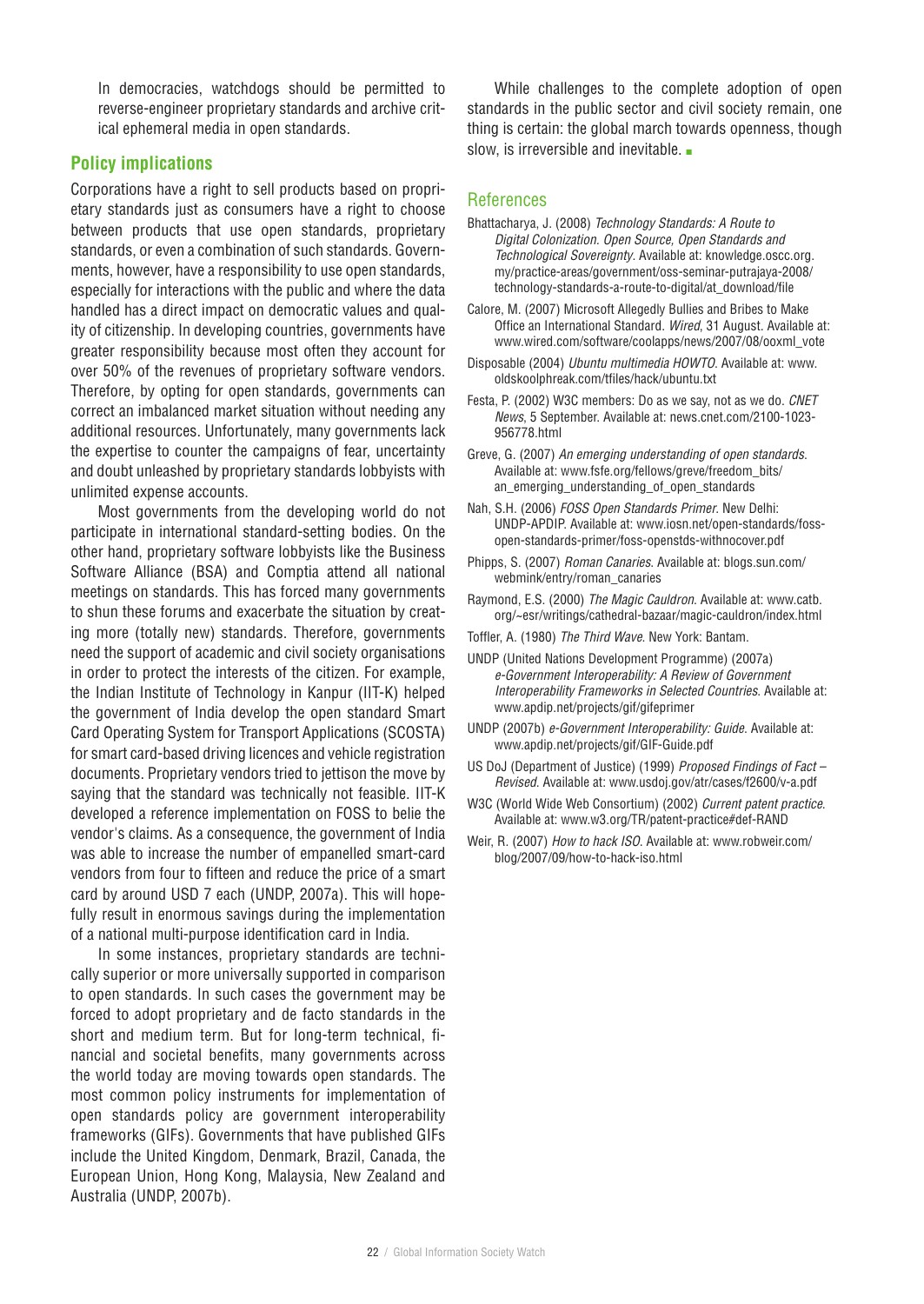In democracies, watchdogs should be permitted to reverse-engineer proprietary standards and archive critical ephemeral media in open standards.

## Policy implications

Corporations have a right to sell products based on proprietary standards just as consumers have a right to choose between products that use open standards, proprietary standards, or even a combination of such standards. Governments, however, have a responsibility to use open standards, especially for interactions with the public and where the data handled has a direct impact on democratic values and quality of citizenship. In developing countries, governments have greater responsibility because most often they account for over 50% of the revenues of proprietary software vendors. Therefore, by opting for open standards, governments can correct an imbalanced market situation without needing any additional resources. Unfortunately, many governments lack the expertise to counter the campaigns of fear, uncertainty and doubt unleashed by proprietary standards lobbyists with unlimited expense accounts.

Most governments from the developing world do not participate in international standard-setting bodies. On the other hand, proprietary software lobbyists like the Business Software Alliance (BSA) and Comptia attend all national meetings on standards. This has forced many governments to shun these forums and exacerbate the situation by creating more (totally new) standards. Therefore, governments need the support of academic and civil society organisations in order to protect the interests of the citizen. For example, the Indian Institute of Technology in Kanpur (IIT-K) helped the government of India develop the open standard Smart Card Operating System for Transport Applications (SCOSTA) for smart card-based driving licences and vehicle registration documents. Proprietary vendors tried to jettison the move by saying that the standard was technically not feasible. IIT-K developed a reference implementation on FOSS to belie the vendor's claims. As a consequence, the government of India was able to increase the number of empanelled smart-card vendors from four to fifteen and reduce the price of a smart card by around USD 7 each (UNDP, 2007a). This will hopefully result in enormous savings during the implementation of a national multi-purpose identification card in India.

In some instances, proprietary standards are technically superior or more universally supported in comparison to open standards. In such cases the government may be forced to adopt proprietary and de facto standards in the short and medium term. But for long-term technical, financial and societal benefits, many governments across the world today are moving towards open standards. The most common policy instruments for implementation of open standards policy are government interoperability frameworks (GIFs). Governments that have published GIFs include the United Kingdom, Denmark, Brazil, Canada, the European Union, Hong Kong, Malaysia, New Zealand and Australia (UNDP, 2007b).

While challenges to the complete adoption of open standards in the public sector and civil society remain, one thing is certain: the global march towards openness, though slow, is irreversible and inevitable. ■

## References

Bhattacharya, J. (2008) *Technology Standards: A Route to Digital Colonization. Open Source, Open Standards and Technological Sovereignty*. Available at: knowledge.oscc.org.my/practice-areas/government/oss-seminar-putrajaya-2008/technology-standards-a-route-to-digital/at_download/file

Calore, M. (2007) Microsoft Allegedly Bullies and Bribes to Make Office an International Standard. *Wired*, 31 August. Available at: www.wired.com/software/coolapps/news/2007/08/ooxml_vote

Disposable (2004) *Ubuntu multimedia HOWTO*. Available at: www.oldskoolphreak.com/tfiles/hack/ubuntu.txt

Festa, P. (2002) W3C members: Do as we say, not as we do. *CNET News*, 5 September. Available at: news.cnet.com/2100-1023-956778.html

Greve, G. (2007) *An emerging understanding of open standards*. Available at: www.fsfe.org/fellows/greve/freedom_bits/an_emerging_understanding_of_open_standards

Nah, S.H. (2006) *FOSS Open Standards Primer*. New Delhi: UNDP-APDIP. Available at: www.iosn.net/open-standards/foss-open-standards-primer/foss-openstds-withnocover.pdf

Phipps, S. (2007) *Roman Canaries*. Available at: blogs.sun.com/webmink/entry/roman_canaries

Raymond, E.S. (2000) *The Magic Cauldron*. Available at: www.catb.org/~esr/writings/cathedral-bazaar/magic-cauldron/index.html

Toffler, A. (1980) *The Third Wave*. New York: Bantam.

UNDP (United Nations Development Programme) (2007a) *e-Government Interoperability: A Review of Government Interoperability Frameworks in Selected Countries*. Available at: www.apdip.net/projects/gif/gifeprimer

UNDP (2007b) *e-Government Interoperability: Guide*. Available at: www.apdip.net/projects/gif/GIF-Guide.pdf

US DoJ (Department of Justice) (1999) *Proposed Findings of Fact – Revised*. Available at: www.usdoj.gov/atr/cases/f2600/v-a.pdf

W3C (World Wide Web Consortium) (2002) *Current patent practice*. Available at: www.w3.org/TR/patent-practice#def-RAND

Weir, R. (2007) *How to hack ISO*. Available at: www.robweir.com/blog/2007/09/how-to-hack-iso.html